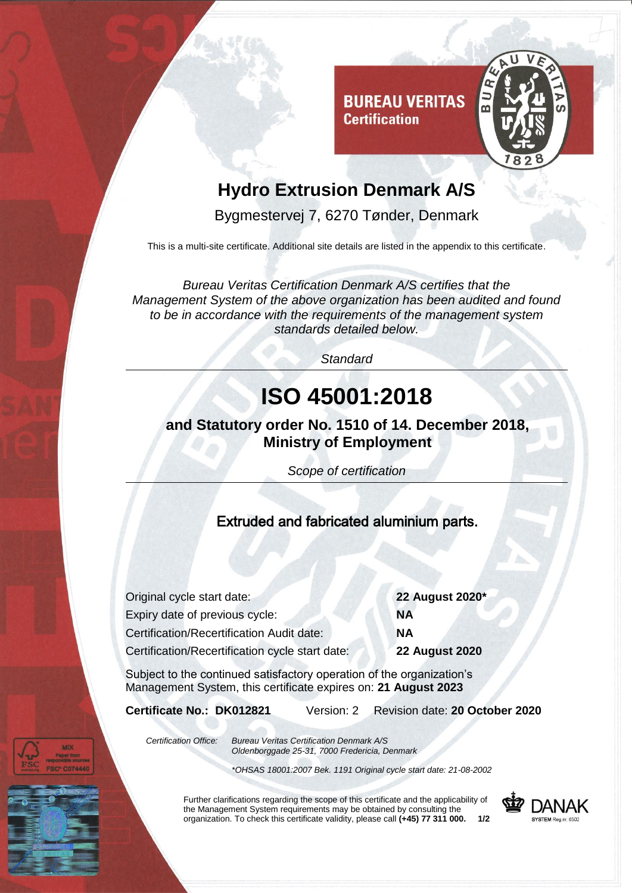BUREAU VERITAS
Certification

# Hydro Extrusion Denmark A/S

Bygmestervej 7, 6270 Tønder, Denmark

This is a multi-site certificate. Additional site details are listed in the appendix to this certificate.

*Bureau Veritas Certification Denmark A/S certifies that the Management System of the above organization has been audited and found to be in accordance with the requirements of the management system standards detailed below.*

*Standard*

# ISO 45001:2018

## and Statutory order No. 1510 of 14. December 2018, Ministry of Employment

*Scope of certification*

Extruded and fabricated aluminium parts.

| | |
|---|---|
| Original cycle start date: | **22 August 2020*** |
| Expiry date of previous cycle: | **NA** |
| Certification/Recertification Audit date: | **NA** |
| Certification/Recertification cycle start date: | **22 August 2020** |

Subject to the continued satisfactory operation of the organization's Management System, this certificate expires on: **21 August 2023**

**Certificate No.: DK012821** Version: 2 Revision date: **20 October 2020**

*Certification Office:* *Bureau Veritas Certification Denmark A/S*
*Oldenborggade 25-31, 7000 Fredericia, Denmark*

**OHSAS 18001:2007 Bek. 1191 Original cycle start date: 21-08-2002*

Further clarifications regarding the scope of this certificate and the applicability of the Management System requirements may be obtained by consulting the organization. To check this certificate validity, please call **(+45) 77 311 000.**

DANAK SYSTEM Reg.nr. 6502

MIX Paper from responsible sources FSC® C074440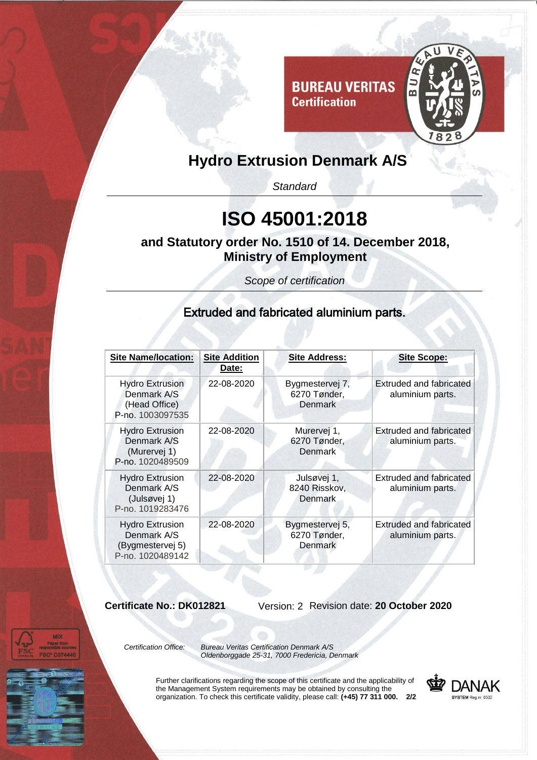BUREAU VERITAS
Certification

# Hydro Extrusion Denmark A/S

*Standard*

# ISO 45001:2018

## and Statutory order No. 1510 of 14. December 2018, Ministry of Employment

*Scope of certification*

### Extruded and fabricated aluminium parts.

| Site Name/location: | Site Addition Date: | Site Address: | Site Scope: |
|---|---|---|---|
| Hydro Extrusion Denmark A/S (Head Office) P-no. 1003097535 | 22-08-2020 | Bygmestervej 7, 6270 Tønder, Denmark | Extruded and fabricated aluminium parts. |
| Hydro Extrusion Denmark A/S (Murervej 1) P-no. 1020489509 | 22-08-2020 | Murervej 1, 6270 Tønder, Denmark | Extruded and fabricated aluminium parts. |
| Hydro Extrusion Denmark A/S (Julsøvej 1) P-no. 1019283476 | 22-08-2020 | Julsøvej 1, 8240 Risskov, Denmark | Extruded and fabricated aluminium parts. |
| Hydro Extrusion Denmark A/S (Bygmestervej 5) P-no. 1020489142 | 22-08-2020 | Bygmestervej 5, 6270 Tønder, Denmark | Extruded and fabricated aluminium parts. |

**Certificate No.: DK012821** Version: 2 Revision date: **20 October 2020**

*Certification Office:* *Bureau Veritas Certification Denmark A/S*
*Oldenborggade 25-31, 7000 Fredericia, Denmark*

Further clarifications regarding the scope of this certificate and the applicability of the Management System requirements may be obtained by consulting the organization. To check this certificate validity, please call: **(+45) 77 311 000.**

DANAK SYSTEM Reg.nr. 6502

MIX Paper from responsible sources FSC® C074440